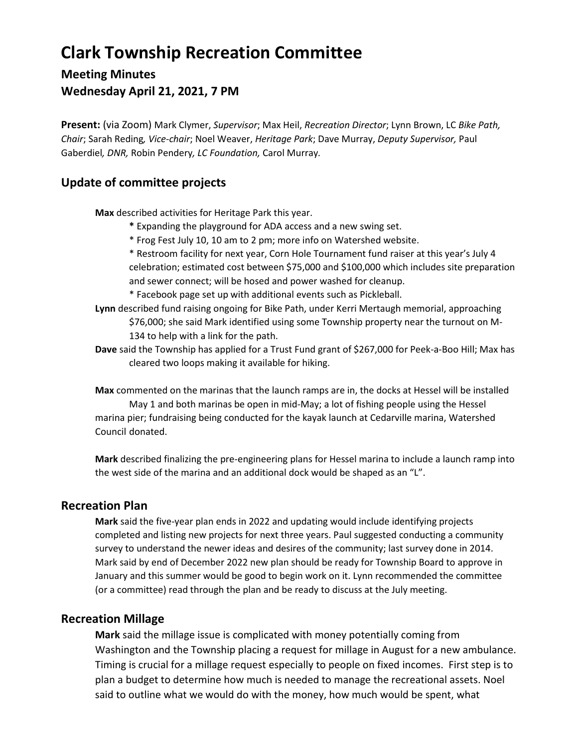# Clark Township Recreation Committee

## Meeting Minutes
## Wednesday April 21, 2021, 7 PM

**Present:** (via Zoom) Mark Clymer, *Supervisor*; Max Heil, *Recreation Director*; Lynn Brown, LC *Bike Path, Chair*; Sarah Reding*, Vice-chair*; Noel Weaver, *Heritage Park*; Dave Murray, *Deputy Supervisor,* Paul Gaberdiel*, DNR,* Robin Pendery*, LC Foundation,* Carol Murray*.*

## Update of committee projects

**Max** described activities for Heritage Park this year.

- Expanding the playground for ADA access and a new swing set.
- Frog Fest July 10, 10 am to 2 pm; more info on Watershed website.
- Restroom facility for next year, Corn Hole Tournament fund raiser at this year's July 4 celebration; estimated cost between $75,000 and $100,000 which includes site preparation and sewer connect; will be hosed and power washed for cleanup.
- Facebook page set up with additional events such as Pickleball.

**Lynn** described fund raising ongoing for Bike Path, under Kerri Mertaugh memorial, approaching $76,000; she said Mark identified using some Township property near the turnout on M-134 to help with a link for the path.

**Dave** said the Township has applied for a Trust Fund grant of $267,000 for Peek-a-Boo Hill; Max has cleared two loops making it available for hiking.

**Max** commented on the marinas that the launch ramps are in, the docks at Hessel will be installed May 1 and both marinas be open in mid-May; a lot of fishing people using the Hessel marina pier; fundraising being conducted for the kayak launch at Cedarville marina, Watershed Council donated.

**Mark** described finalizing the pre-engineering plans for Hessel marina to include a launch ramp into the west side of the marina and an additional dock would be shaped as an "L".

## Recreation Plan

**Mark** said the five-year plan ends in 2022 and updating would include identifying projects completed and listing new projects for next three years. Paul suggested conducting a community survey to understand the newer ideas and desires of the community; last survey done in 2014. Mark said by end of December 2022 new plan should be ready for Township Board to approve in January and this summer would be good to begin work on it. Lynn recommended the committee (or a committee) read through the plan and be ready to discuss at the July meeting.

## Recreation Millage

**Mark** said the millage issue is complicated with money potentially coming from Washington and the Township placing a request for millage in August for a new ambulance. Timing is crucial for a millage request especially to people on fixed incomes. First step is to plan a budget to determine how much is needed to manage the recreational assets. Noel said to outline what we would do with the money, how much would be spent, what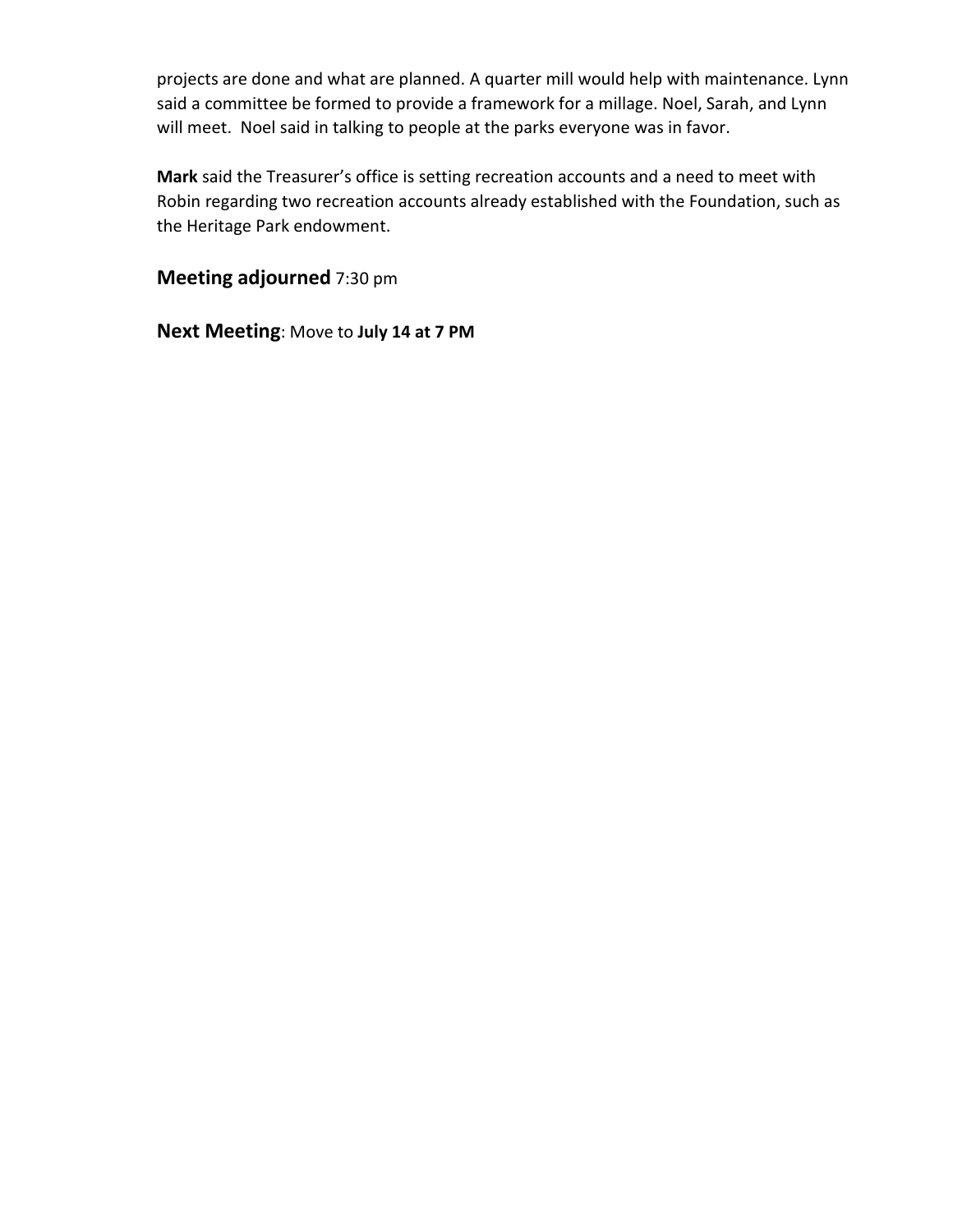projects are done and what are planned. A quarter mill would help with maintenance. Lynn said a committee be formed to provide a framework for a millage. Noel, Sarah, and Lynn will meet. Noel said in talking to people at the parks everyone was in favor.

**Mark** said the Treasurer's office is setting recreation accounts and a need to meet with Robin regarding two recreation accounts already established with the Foundation, such as the Heritage Park endowment.

## **Meeting adjourned** 7:30 pm

## **Next Meeting**: Move to **July 14 at 7 PM**